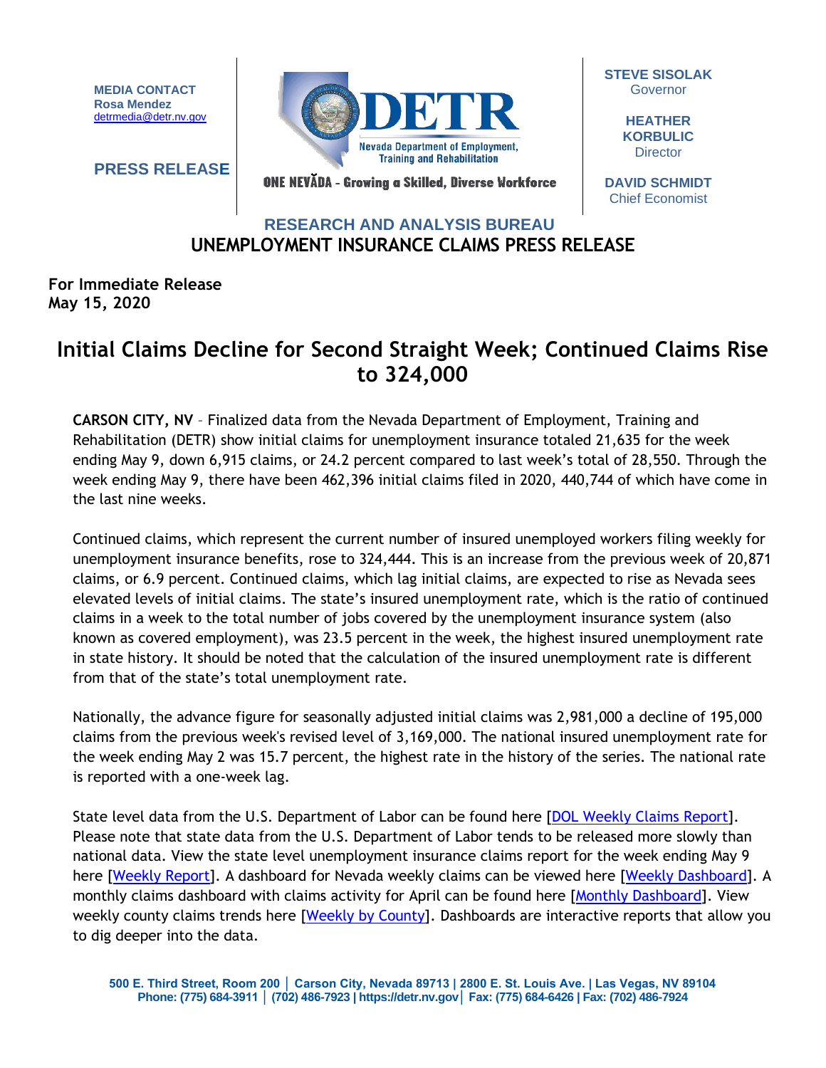**MEDIA CONTACT**
**Rosa Mendez**
detrmedia@detr.nv.gov

**PRESS RELEASE**

**DETR**
**Nevada Department of Employment, Training and Rehabilitation**

**ONE NEVĂDA - Growing a Skilled, Diverse Workforce**

**STEVE SISOLAK**
Governor

**HEATHER KORBULIC**
Director

**DAVID SCHMIDT**
Chief Economist

## RESEARCH AND ANALYSIS BUREAU
## UNEMPLOYMENT INSURANCE CLAIMS PRESS RELEASE

**For Immediate Release**
**May 15, 2020**

# Initial Claims Decline for Second Straight Week; Continued Claims Rise to 324,000

**CARSON CITY, NV** – Finalized data from the Nevada Department of Employment, Training and Rehabilitation (DETR) show initial claims for unemployment insurance totaled 21,635 for the week ending May 9, down 6,915 claims, or 24.2 percent compared to last week's total of 28,550. Through the week ending May 9, there have been 462,396 initial claims filed in 2020, 440,744 of which have come in the last nine weeks.

Continued claims, which represent the current number of insured unemployed workers filing weekly for unemployment insurance benefits, rose to 324,444. This is an increase from the previous week of 20,871 claims, or 6.9 percent. Continued claims, which lag initial claims, are expected to rise as Nevada sees elevated levels of initial claims. The state's insured unemployment rate, which is the ratio of continued claims in a week to the total number of jobs covered by the unemployment insurance system (also known as covered employment), was 23.5 percent in the week, the highest insured unemployment rate in state history. It should be noted that the calculation of the insured unemployment rate is different from that of the state's total unemployment rate.

Nationally, the advance figure for seasonally adjusted initial claims was 2,981,000 a decline of 195,000 claims from the previous week's revised level of 3,169,000. The national insured unemployment rate for the week ending May 2 was 15.7 percent, the highest rate in the history of the series. The national rate is reported with a one-week lag.

State level data from the U.S. Department of Labor can be found here [DOL Weekly Claims Report]. Please note that state data from the U.S. Department of Labor tends to be released more slowly than national data. View the state level unemployment insurance claims report for the week ending May 9 here [Weekly Report]. A dashboard for Nevada weekly claims can be viewed here [Weekly Dashboard]. A monthly claims dashboard with claims activity for April can be found here [Monthly Dashboard]. View weekly county claims trends here [Weekly by County]. Dashboards are interactive reports that allow you to dig deeper into the data.

500 E. Third Street, Room 200 | Carson City, Nevada 89713 | 2800 E. St. Louis Ave. | Las Vegas, NV 89104
Phone: (775) 684-3911 | (702) 486-7923 | https://detr.nv.gov | Fax: (775) 684-6426 | Fax: (702) 486-7924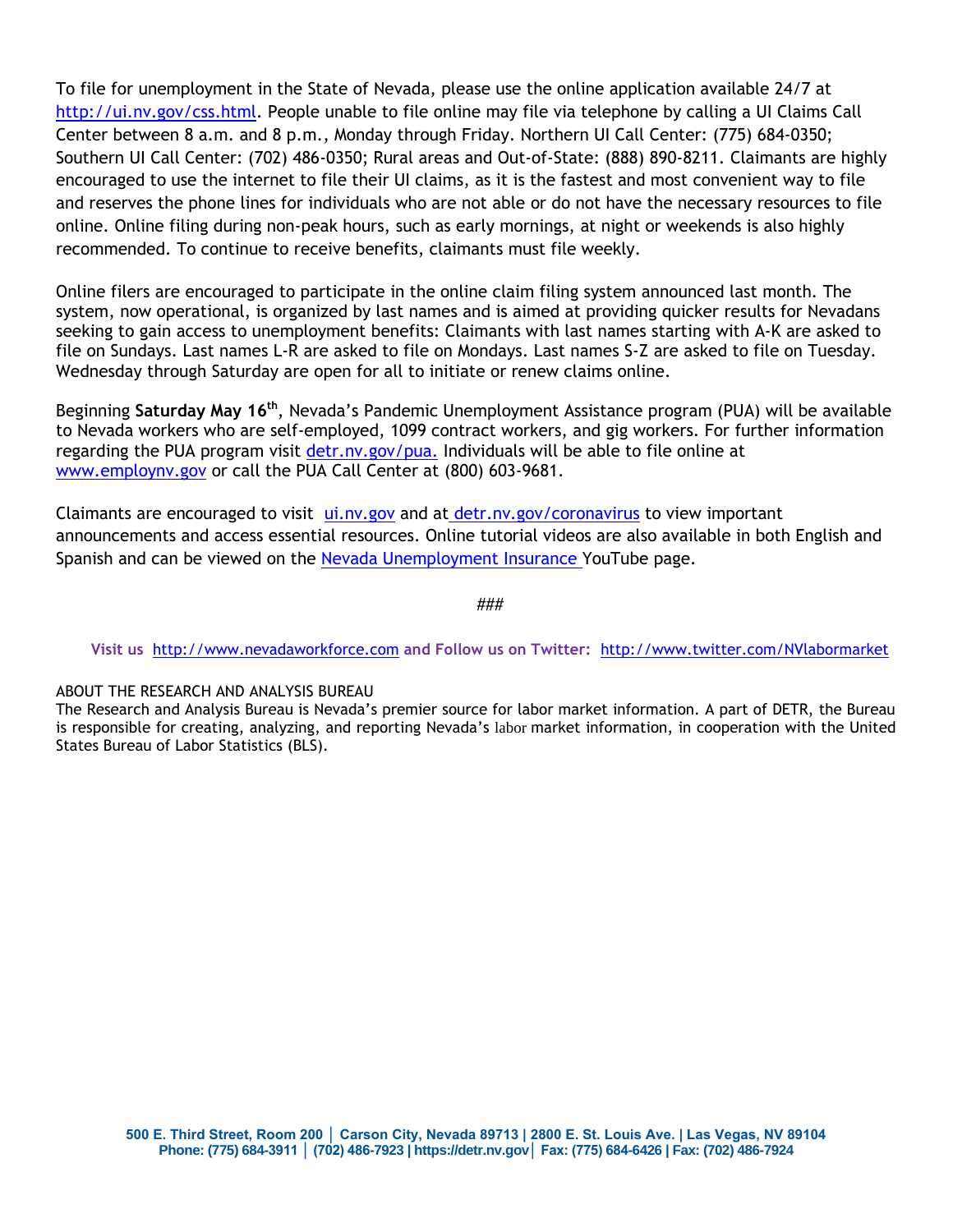To file for unemployment in the State of Nevada, please use the online application available 24/7 at http://ui.nv.gov/css.html. People unable to file online may file via telephone by calling a UI Claims Call Center between 8 a.m. and 8 p.m., Monday through Friday. Northern UI Call Center: (775) 684-0350; Southern UI Call Center: (702) 486-0350; Rural areas and Out-of-State: (888) 890-8211. Claimants are highly encouraged to use the internet to file their UI claims, as it is the fastest and most convenient way to file and reserves the phone lines for individuals who are not able or do not have the necessary resources to file online. Online filing during non-peak hours, such as early mornings, at night or weekends is also highly recommended. To continue to receive benefits, claimants must file weekly.

Online filers are encouraged to participate in the online claim filing system announced last month. The system, now operational, is organized by last names and is aimed at providing quicker results for Nevadans seeking to gain access to unemployment benefits: Claimants with last names starting with A-K are asked to file on Sundays. Last names L-R are asked to file on Mondays. Last names S-Z are asked to file on Tuesday. Wednesday through Saturday are open for all to initiate or renew claims online.

Beginning **Saturday May 16th**, Nevada's Pandemic Unemployment Assistance program (PUA) will be available to Nevada workers who are self-employed, 1099 contract workers, and gig workers. For further information regarding the PUA program visit detr.nv.gov/pua. Individuals will be able to file online at www.employnv.gov or call the PUA Call Center at (800) 603-9681.

Claimants are encouraged to visit ui.nv.gov and at detr.nv.gov/coronavirus to view important announcements and access essential resources. Online tutorial videos are also available in both English and Spanish and can be viewed on the Nevada Unemployment Insurance YouTube page.

###

**Visit us** http://www.nevadaworkforce.com **and Follow us on Twitter:** http://www.twitter.com/NVlabormarket

ABOUT THE RESEARCH AND ANALYSIS BUREAU

The Research and Analysis Bureau is Nevada's premier source for labor market information. A part of DETR, the Bureau is responsible for creating, analyzing, and reporting Nevada's labor market information, in cooperation with the United States Bureau of Labor Statistics (BLS).

**500 E. Third Street, Room 200 │ Carson City, Nevada 89713 | 2800 E. St. Louis Ave. | Las Vegas, NV 89104**
**Phone: (775) 684-3911 │ (702) 486-7923 | https://detr.nv.gov│ Fax: (775) 684-6426 | Fax: (702) 486-7924**